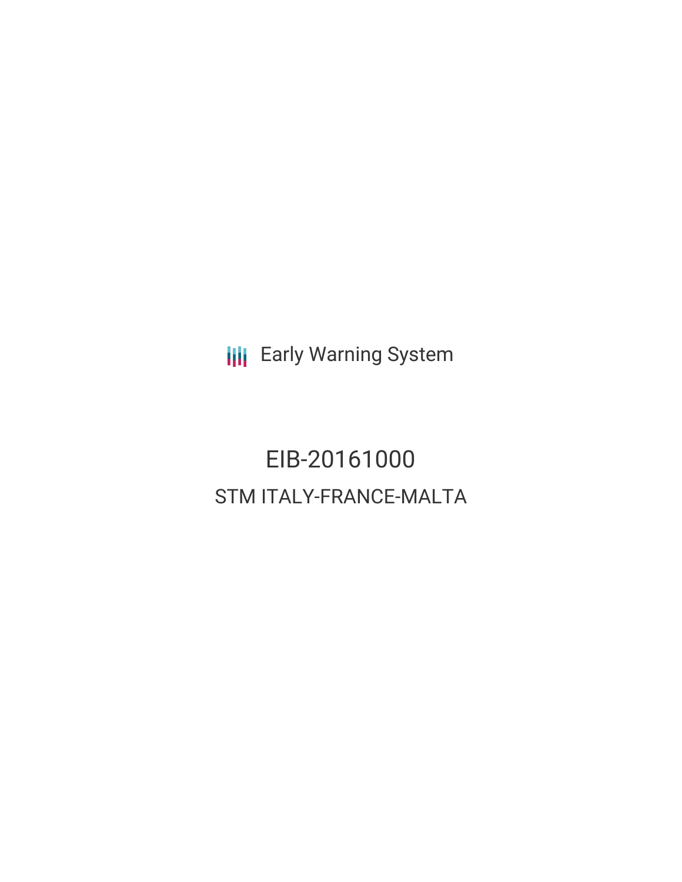Early Warning System

# EIB-20161000

## STM ITALY-FRANCE-MALTA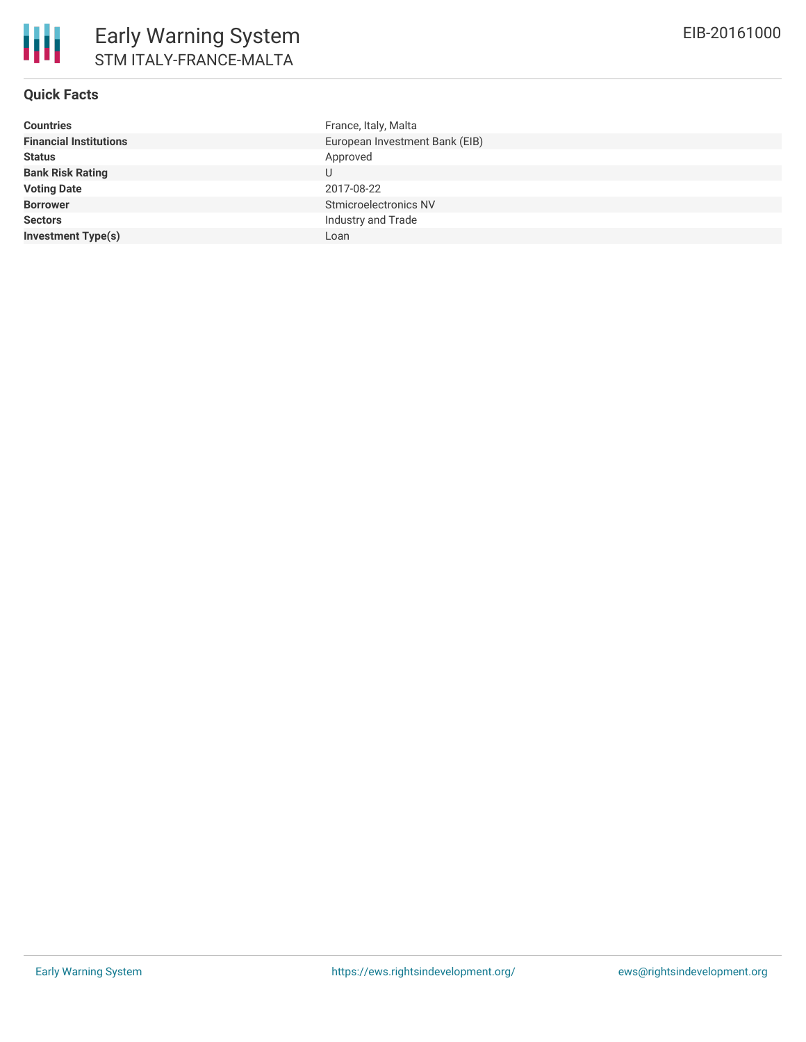# Early Warning System

## STM ITALY-FRANCE-MALTA

EIB-20161000

### Quick Facts

| | |
|---|---|
| **Countries** | France, Italy, Malta |
| **Financial Institutions** | European Investment Bank (EIB) |
| **Status** | Approved |
| **Bank Risk Rating** | U |
| **Voting Date** | 2017-08-22 |
| **Borrower** | Stmicroelectronics NV |
| **Sectors** | Industry and Trade |
| **Investment Type(s)** | Loan |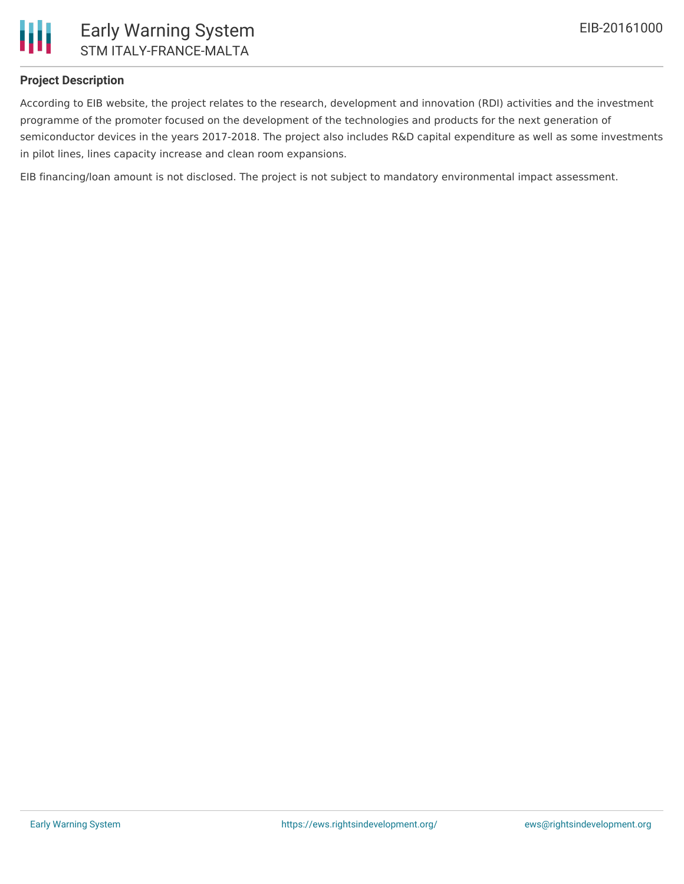## Project Description

According to EIB website, the project relates to the research, development and innovation (RDI) activities and the investment programme of the promoter focused on the development of the technologies and products for the next generation of semiconductor devices in the years 2017-2018. The project also includes R&D capital expenditure as well as some investments in pilot lines, lines capacity increase and clean room expansions.

EIB financing/loan amount is not disclosed. The project is not subject to mandatory environmental impact assessment.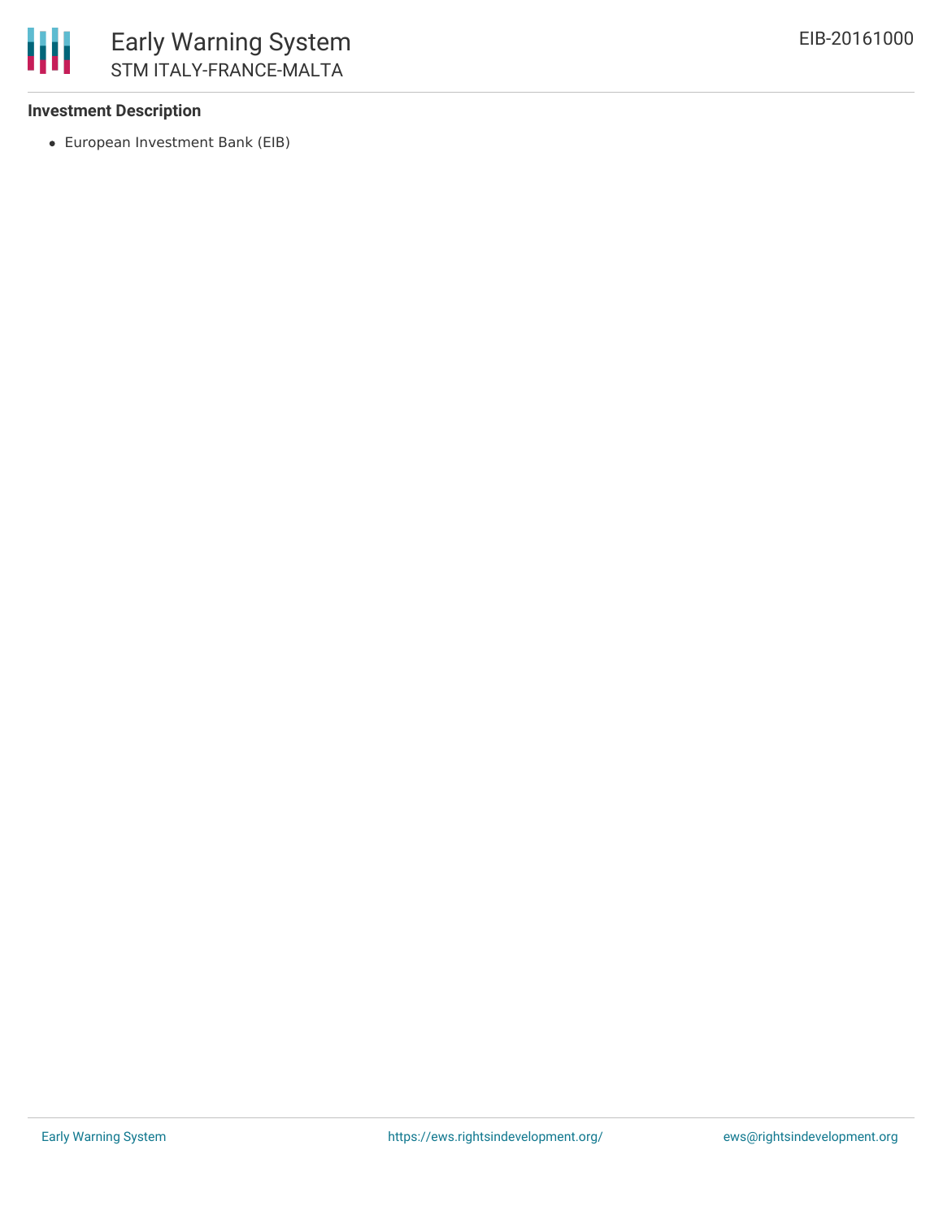### Investment Description

- European Investment Bank (EIB)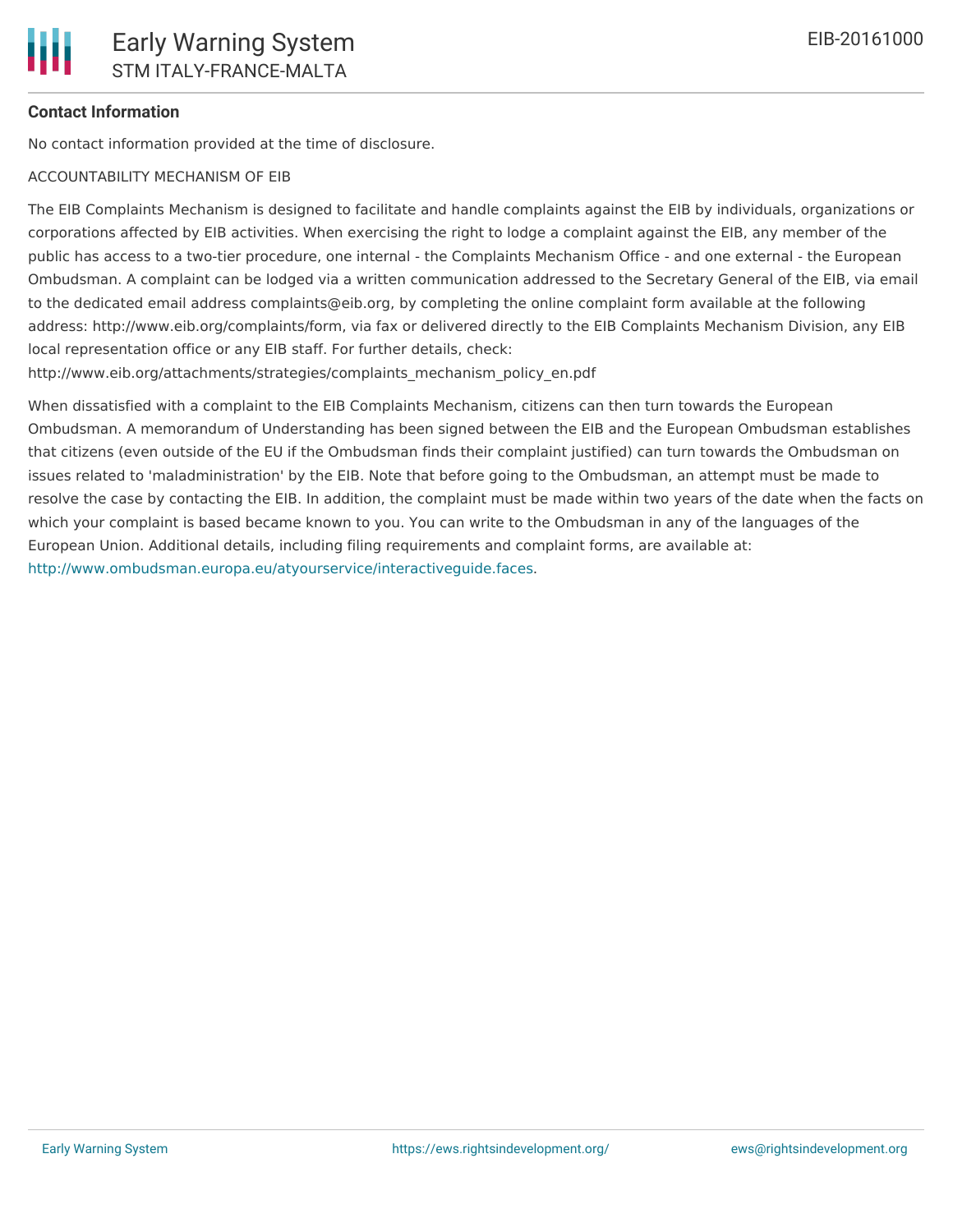**Contact Information**

No contact information provided at the time of disclosure.

ACCOUNTABILITY MECHANISM OF EIB

The EIB Complaints Mechanism is designed to facilitate and handle complaints against the EIB by individuals, organizations or corporations affected by EIB activities. When exercising the right to lodge a complaint against the EIB, any member of the public has access to a two-tier procedure, one internal - the Complaints Mechanism Office - and one external - the European Ombudsman. A complaint can be lodged via a written communication addressed to the Secretary General of the EIB, via email to the dedicated email address complaints@eib.org, by completing the online complaint form available at the following address: http://www.eib.org/complaints/form, via fax or delivered directly to the EIB Complaints Mechanism Division, any EIB local representation office or any EIB staff. For further details, check: http://www.eib.org/attachments/strategies/complaints_mechanism_policy_en.pdf

When dissatisfied with a complaint to the EIB Complaints Mechanism, citizens can then turn towards the European Ombudsman. A memorandum of Understanding has been signed between the EIB and the European Ombudsman establishes that citizens (even outside of the EU if the Ombudsman finds their complaint justified) can turn towards the Ombudsman on issues related to 'maladministration' by the EIB. Note that before going to the Ombudsman, an attempt must be made to resolve the case by contacting the EIB. In addition, the complaint must be made within two years of the date when the facts on which your complaint is based became known to you. You can write to the Ombudsman in any of the languages of the European Union. Additional details, including filing requirements and complaint forms, are available at: http://www.ombudsman.europa.eu/atyourservice/interactiveguide.faces.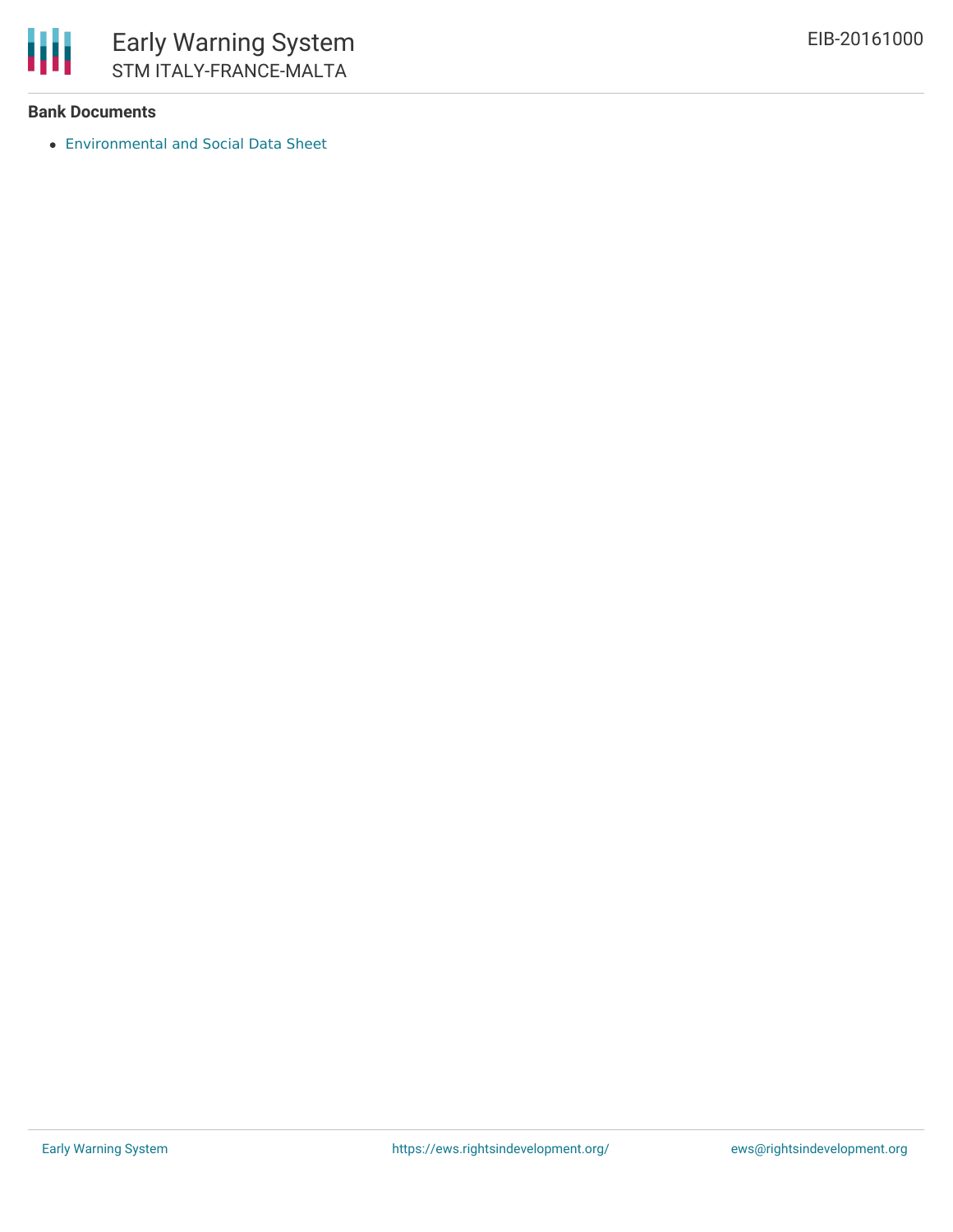**Bank Documents**

- Environmental and Social Data Sheet